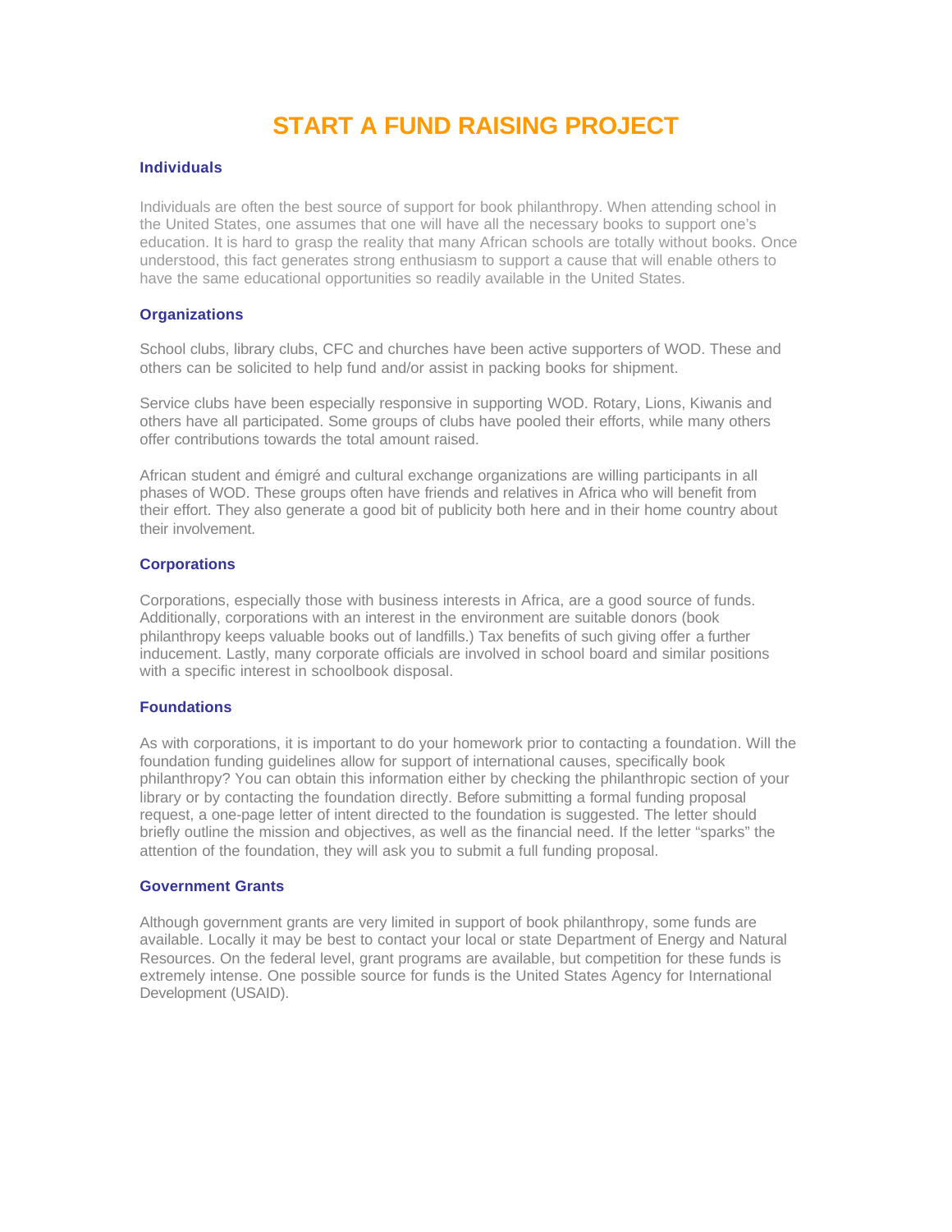# START A FUND RAISING PROJECT

### Individuals

Individuals are often the best source of support for book philanthropy. When attending school in the United States, one assumes that one will have all the necessary books to support one's education. It is hard to grasp the reality that many African schools are totally without books. Once understood, this fact generates strong enthusiasm to support a cause that will enable others to have the same educational opportunities so readily available in the United States.

### Organizations

School clubs, library clubs, CFC and churches have been active supporters of WOD. These and others can be solicited to help fund and/or assist in packing books for shipment.

Service clubs have been especially responsive in supporting WOD. Rotary, Lions, Kiwanis and others have all participated. Some groups of clubs have pooled their efforts, while many others offer contributions towards the total amount raised.

African student and émigré and cultural exchange organizations are willing participants in all phases of WOD. These groups often have friends and relatives in Africa who will benefit from their effort. They also generate a good bit of publicity both here and in their home country about their involvement.

### Corporations

Corporations, especially those with business interests in Africa, are a good source of funds. Additionally, corporations with an interest in the environment are suitable donors (book philanthropy keeps valuable books out of landfills.) Tax benefits of such giving offer a further inducement. Lastly, many corporate officials are involved in school board and similar positions with a specific interest in schoolbook disposal.

### Foundations

As with corporations, it is important to do your homework prior to contacting a foundation. Will the foundation funding guidelines allow for support of international causes, specifically book philanthropy? You can obtain this information either by checking the philanthropic section of your library or by contacting the foundation directly. Before submitting a formal funding proposal request, a one-page letter of intent directed to the foundation is suggested. The letter should briefly outline the mission and objectives, as well as the financial need. If the letter "sparks" the attention of the foundation, they will ask you to submit a full funding proposal.

### Government Grants

Although government grants are very limited in support of book philanthropy, some funds are available. Locally it may be best to contact your local or state Department of Energy and Natural Resources. On the federal level, grant programs are available, but competition for these funds is extremely intense. One possible source for funds is the United States Agency for International Development (USAID).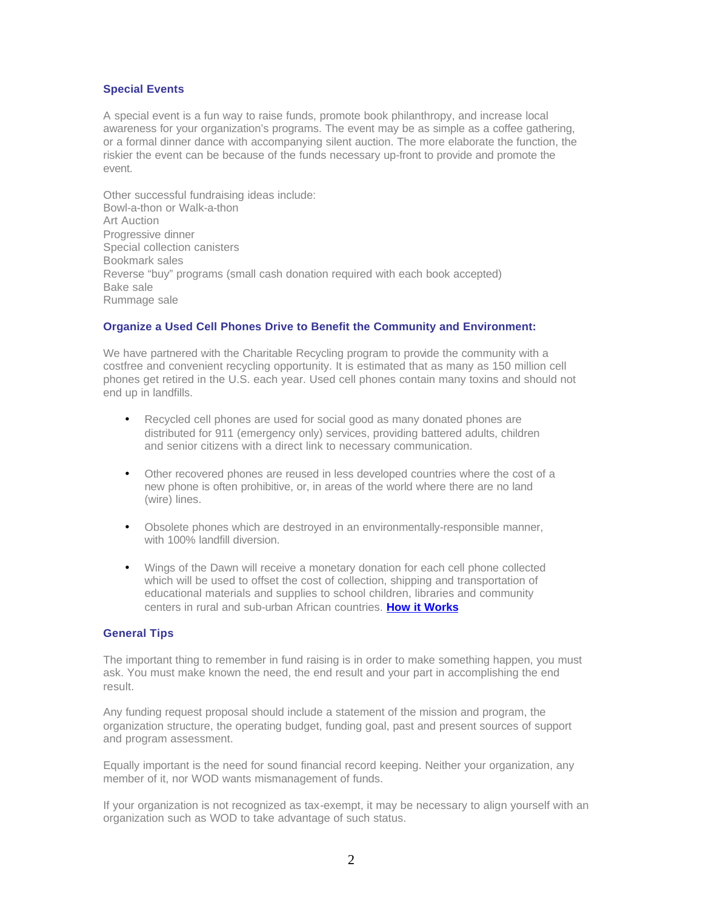### Special Events

A special event is a fun way to raise funds, promote book philanthropy, and increase local awareness for your organization's programs. The event may be as simple as a coffee gathering, or a formal dinner dance with accompanying silent auction. The more elaborate the function, the riskier the event can be because of the funds necessary up-front to provide and promote the event.

Other successful fundraising ideas include:
Bowl-a-thon or Walk-a-thon
Art Auction
Progressive dinner
Special collection canisters
Bookmark sales
Reverse "buy" programs (small cash donation required with each book accepted)
Bake sale
Rummage sale

### Organize a Used Cell Phones Drive to Benefit the Community and Environment:

We have partnered with the Charitable Recycling program to provide the community with a costfree and convenient recycling opportunity. It is estimated that as many as 150 million cell phones get retired in the U.S. each year. Used cell phones contain many toxins and should not end up in landfills.

- Recycled cell phones are used for social good as many donated phones are distributed for 911 (emergency only) services, providing battered adults, children and senior citizens with a direct link to necessary communication.

- Other recovered phones are reused in less developed countries where the cost of a new phone is often prohibitive, or, in areas of the world where there are no land (wire) lines.

- Obsolete phones which are destroyed in an environmentally-responsible manner, with 100% landfill diversion.

- Wings of the Dawn will receive a monetary donation for each cell phone collected which will be used to offset the cost of collection, shipping and transportation of educational materials and supplies to school children, libraries and community centers in rural and sub-urban African countries. **How it Works**

### General Tips

The important thing to remember in fund raising is in order to make something happen, you must ask. You must make known the need, the end result and your part in accomplishing the end result.

Any funding request proposal should include a statement of the mission and program, the organization structure, the operating budget, funding goal, past and present sources of support and program assessment.

Equally important is the need for sound financial record keeping. Neither your organization, any member of it, nor WOD wants mismanagement of funds.

If your organization is not recognized as tax-exempt, it may be necessary to align yourself with an organization such as WOD to take advantage of such status.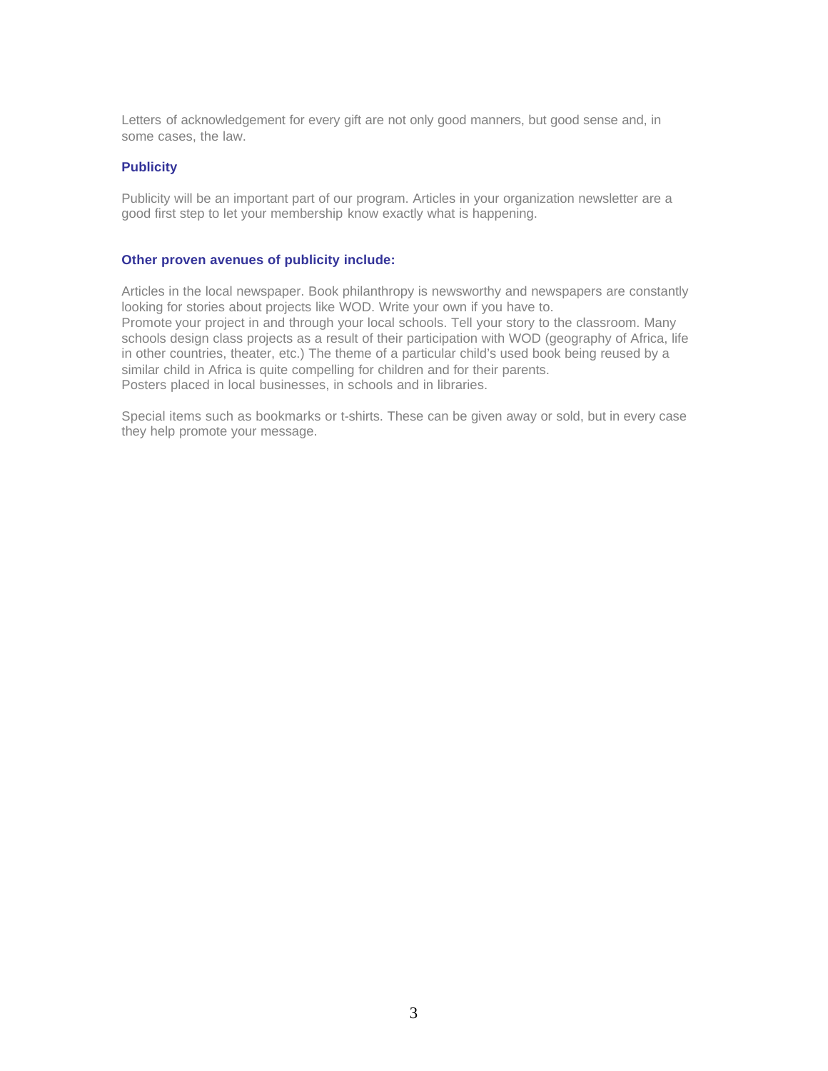Letters of acknowledgement for every gift are not only good manners, but good sense and, in some cases, the law.

### Publicity

Publicity will be an important part of our program. Articles in your organization newsletter are a good first step to let your membership know exactly what is happening.

### Other proven avenues of publicity include:

Articles in the local newspaper. Book philanthropy is newsworthy and newspapers are constantly looking for stories about projects like WOD. Write your own if you have to.
Promote your project in and through your local schools. Tell your story to the classroom. Many schools design class projects as a result of their participation with WOD (geography of Africa, life in other countries, theater, etc.) The theme of a particular child's used book being reused by a similar child in Africa is quite compelling for children and for their parents.
Posters placed in local businesses, in schools and in libraries.

Special items such as bookmarks or t-shirts. These can be given away or sold, but in every case they help promote your message.